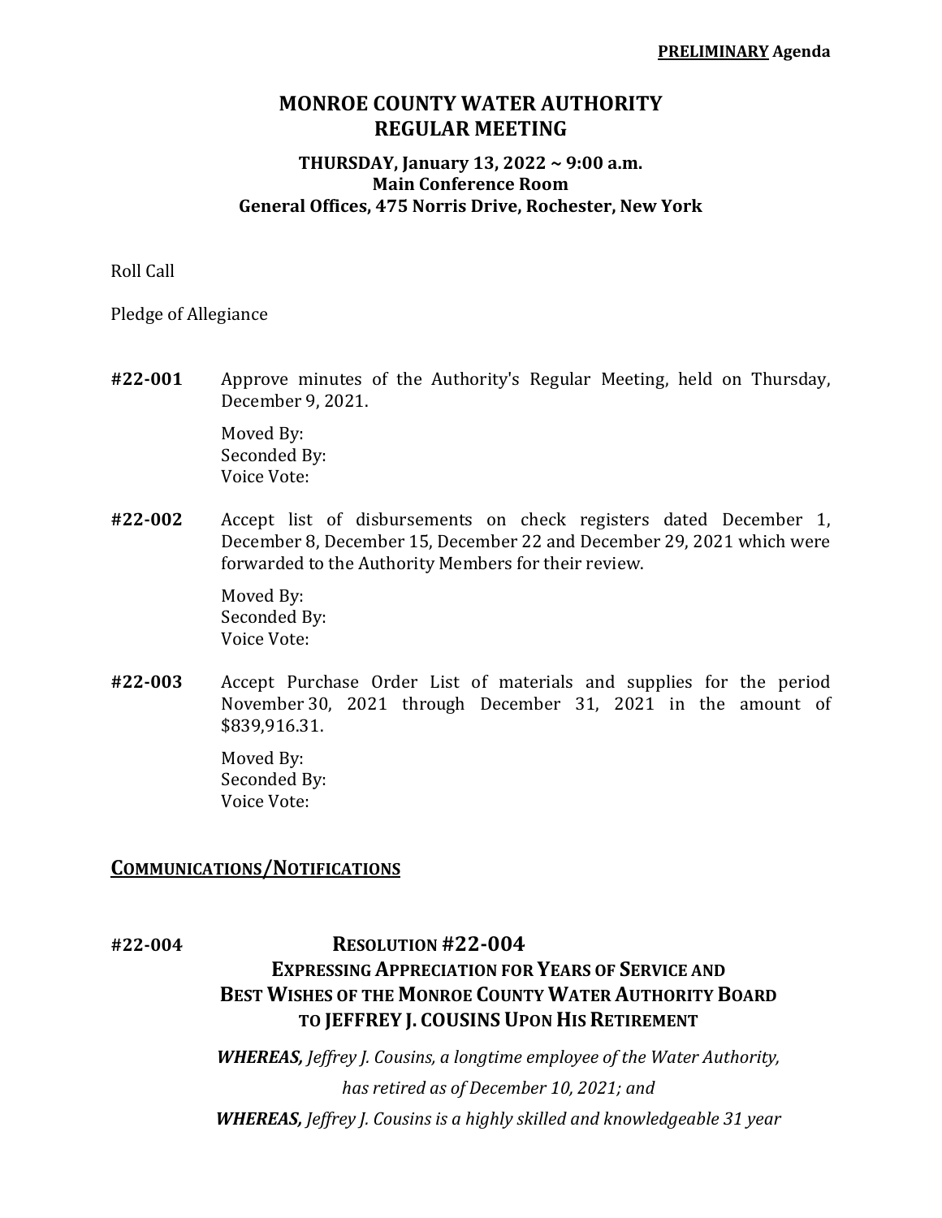**PRELIMINARY Agenda**

# MONROE COUNTY WATER AUTHORITY REGULAR MEETING

### THURSDAY, January 13, 2022 ~ 9:00 a.m.
### Main Conference Room
### General Offices, 475 Norris Drive, Rochester, New York

Roll Call

Pledge of Allegiance

**#22-001** Approve minutes of the Authority's Regular Meeting, held on Thursday, December 9, 2021.

Moved By:
Seconded By:
Voice Vote:

**#22-002** Accept list of disbursements on check registers dated December 1, December 8, December 15, December 22 and December 29, 2021 which were forwarded to the Authority Members for their review.

Moved By:
Seconded By:
Voice Vote:

**#22-003** Accept Purchase Order List of materials and supplies for the period November 30, 2021 through December 31, 2021 in the amount of $839,916.31.

Moved By:
Seconded By:
Voice Vote:

## COMMUNICATIONS/NOTIFICATIONS

**#22-004** **RESOLUTION #22-004**

### EXPRESSING APPRECIATION FOR YEARS OF SERVICE AND BEST WISHES OF THE MONROE COUNTY WATER AUTHORITY BOARD TO JEFFREY J. COUSINS UPON HIS RETIREMENT

***WHEREAS,*** *Jeffrey J. Cousins, a longtime employee of the Water Authority, has retired as of December 10, 2021; and*

***WHEREAS,*** *Jeffrey J. Cousins is a highly skilled and knowledgeable 31 year*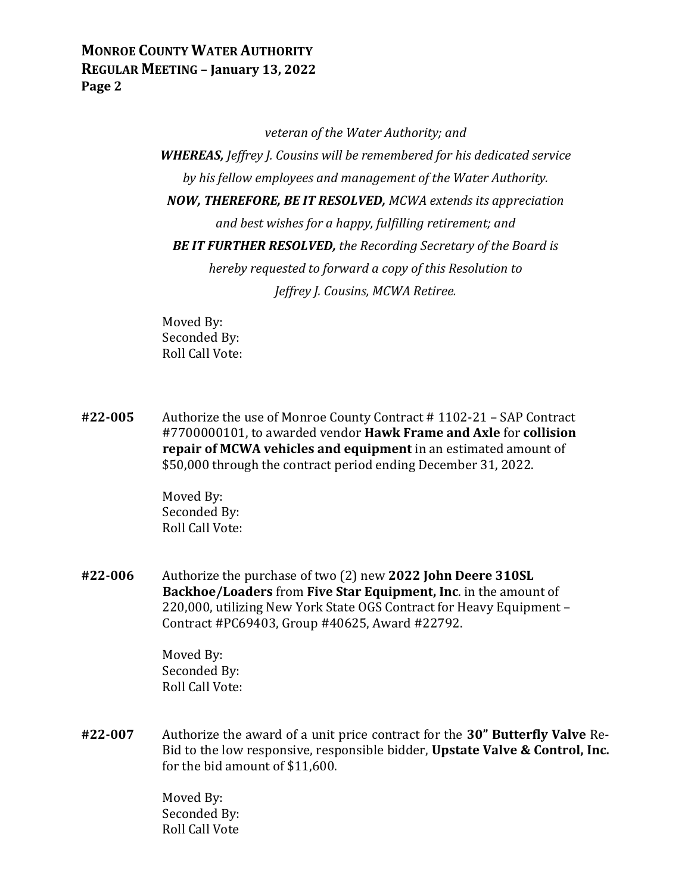*veteran of the Water Authority; and*

***WHEREAS,** Jeffrey J. Cousins will be remembered for his dedicated service by his fellow employees and management of the Water Authority.*

***NOW, THEREFORE, BE IT RESOLVED,** MCWA extends its appreciation and best wishes for a happy, fulfilling retirement; and*

***BE IT FURTHER RESOLVED,** the Recording Secretary of the Board is hereby requested to forward a copy of this Resolution to Jeffrey J. Cousins, MCWA Retiree.*

Moved By:
Seconded By:
Roll Call Vote:

**#22-005** Authorize the use of Monroe County Contract # 1102-21 – SAP Contract #7700000101, to awarded vendor **Hawk Frame and Axle** for **collision repair of MCWA vehicles and equipment** in an estimated amount of $50,000 through the contract period ending December 31, 2022.

Moved By:
Seconded By:
Roll Call Vote:

**#22-006** Authorize the purchase of two (2) new **2022 John Deere 310SL Backhoe/Loaders** from **Five Star Equipment, Inc**. in the amount of 220,000, utilizing New York State OGS Contract for Heavy Equipment – Contract #PC69403, Group #40625, Award #22792.

Moved By:
Seconded By:
Roll Call Vote:

**#22-007** Authorize the award of a unit price contract for the **30" Butterfly Valve** Re-Bid to the low responsive, responsible bidder, **Upstate Valve & Control, Inc.** for the bid amount of $11,600.

Moved By:
Seconded By:
Roll Call Vote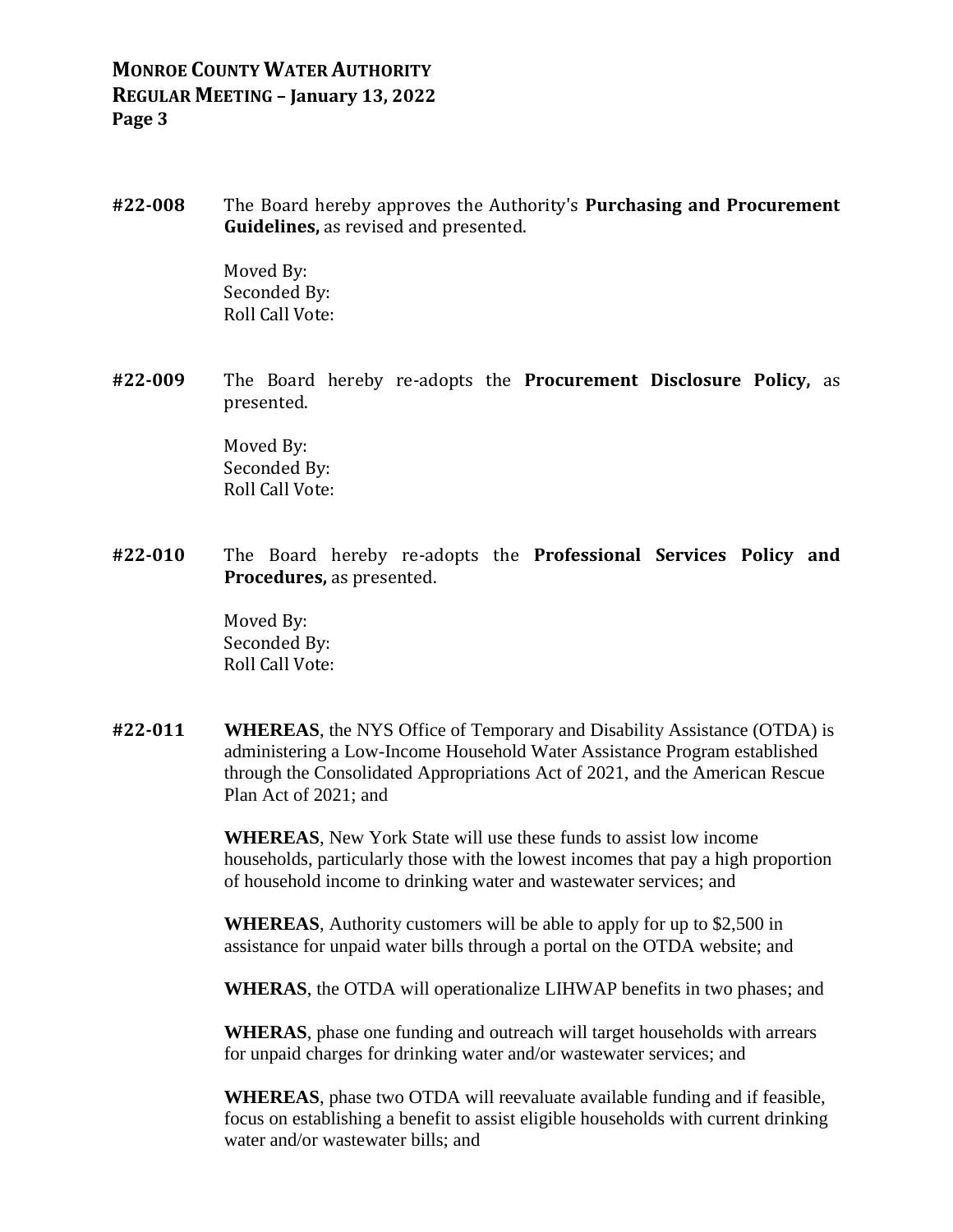**#22-008** The Board hereby approves the Authority's **Purchasing and Procurement Guidelines,** as revised and presented.

Moved By:
Seconded By:
Roll Call Vote:

**#22-009** The Board hereby re-adopts the **Procurement Disclosure Policy,** as presented.

Moved By:
Seconded By:
Roll Call Vote:

**#22-010** The Board hereby re-adopts the **Professional Services Policy and Procedures,** as presented.

Moved By:
Seconded By:
Roll Call Vote:

**#22-011** **WHEREAS**, the NYS Office of Temporary and Disability Assistance (OTDA) is administering a Low-Income Household Water Assistance Program established through the Consolidated Appropriations Act of 2021, and the American Rescue Plan Act of 2021; and

**WHEREAS**, New York State will use these funds to assist low income households, particularly those with the lowest incomes that pay a high proportion of household income to drinking water and wastewater services; and

**WHEREAS**, Authority customers will be able to apply for up to $2,500 in assistance for unpaid water bills through a portal on the OTDA website; and

**WHERAS**, the OTDA will operationalize LIHWAP benefits in two phases; and

**WHERAS**, phase one funding and outreach will target households with arrears for unpaid charges for drinking water and/or wastewater services; and

**WHEREAS**, phase two OTDA will reevaluate available funding and if feasible, focus on establishing a benefit to assist eligible households with current drinking water and/or wastewater bills; and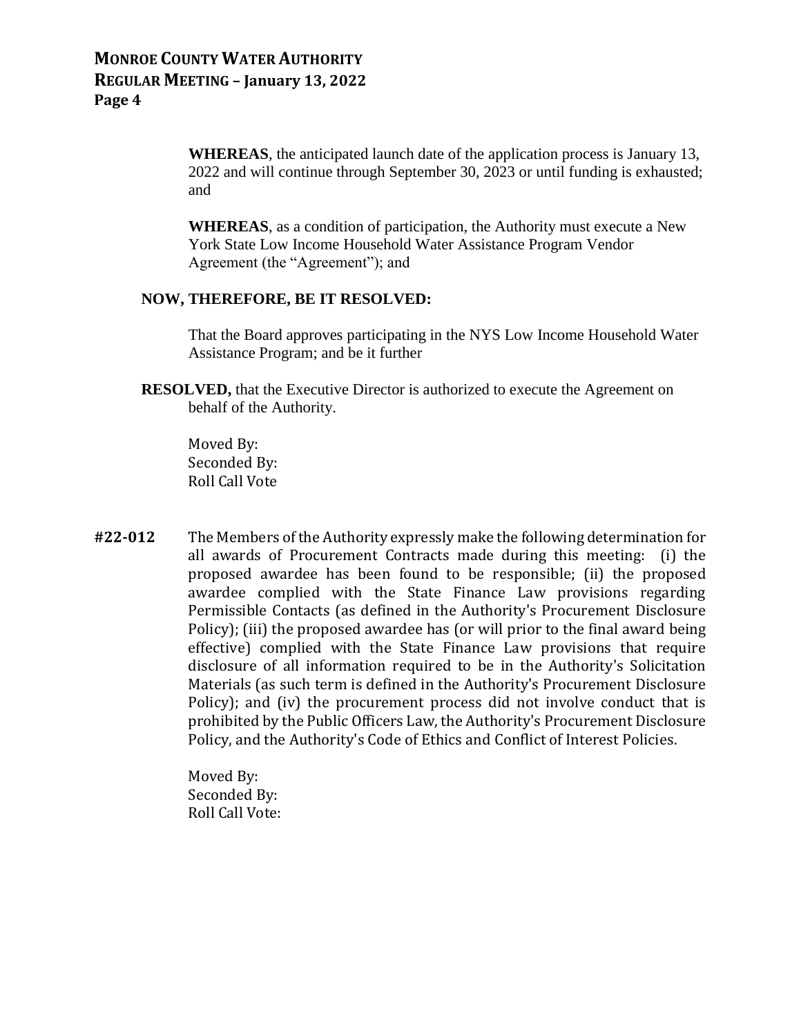**WHEREAS**, the anticipated launch date of the application process is January 13, 2022 and will continue through September 30, 2023 or until funding is exhausted; and

**WHEREAS**, as a condition of participation, the Authority must execute a New York State Low Income Household Water Assistance Program Vendor Agreement (the "Agreement"); and

**NOW, THEREFORE, BE IT RESOLVED:**

That the Board approves participating in the NYS Low Income Household Water Assistance Program; and be it further

**RESOLVED,** that the Executive Director is authorized to execute the Agreement on behalf of the Authority.

Moved By:
Seconded By:
Roll Call Vote

**#22-012** The Members of the Authority expressly make the following determination for all awards of Procurement Contracts made during this meeting: (i) the proposed awardee has been found to be responsible; (ii) the proposed awardee complied with the State Finance Law provisions regarding Permissible Contacts (as defined in the Authority's Procurement Disclosure Policy); (iii) the proposed awardee has (or will prior to the final award being effective) complied with the State Finance Law provisions that require disclosure of all information required to be in the Authority's Solicitation Materials (as such term is defined in the Authority's Procurement Disclosure Policy); and (iv) the procurement process did not involve conduct that is prohibited by the Public Officers Law, the Authority's Procurement Disclosure Policy, and the Authority's Code of Ethics and Conflict of Interest Policies.

Moved By:
Seconded By:
Roll Call Vote: